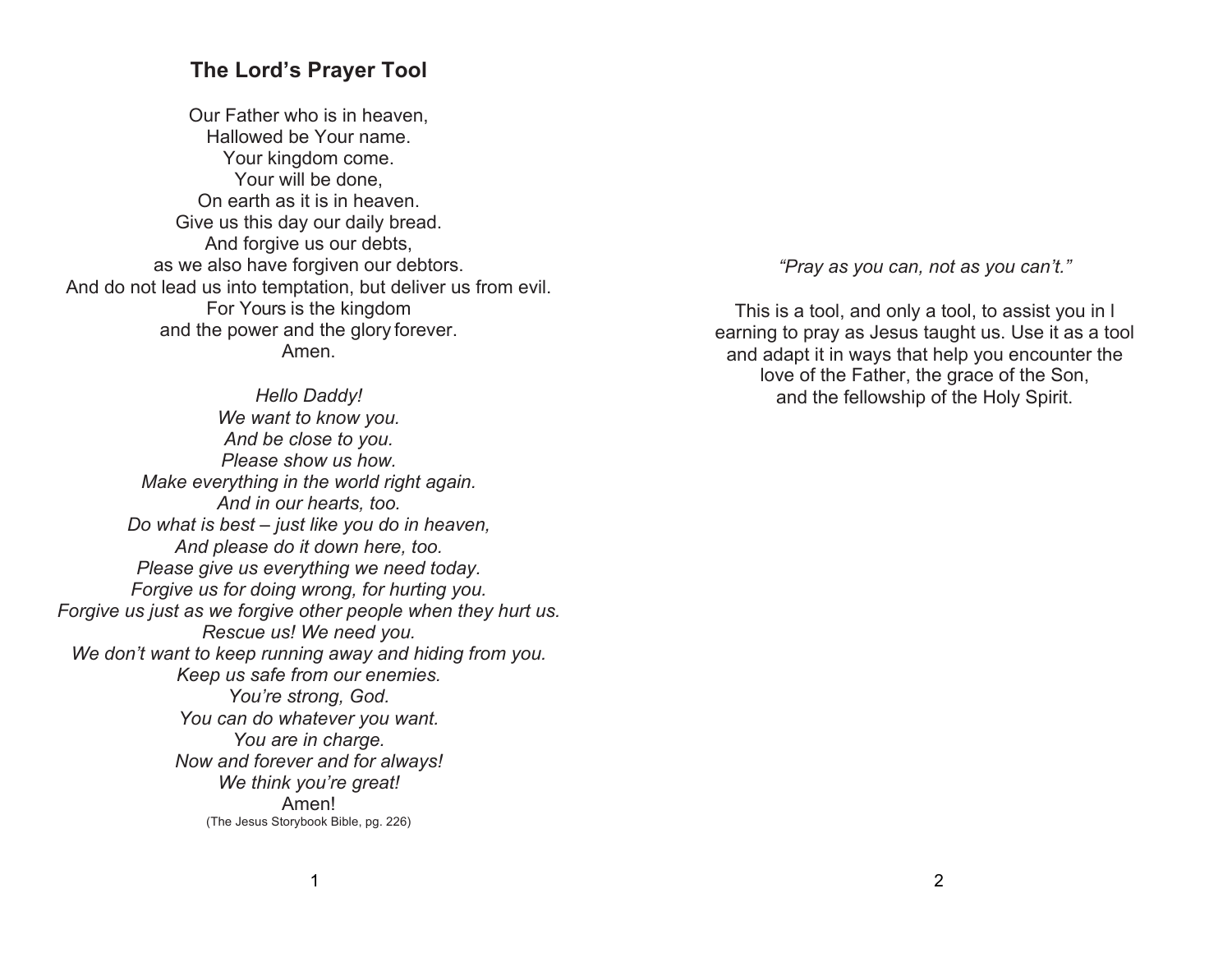## The Lord's Prayer Tool

Our Father who is in heaven,
Hallowed be Your name.
Your kingdom come.
Your will be done,
On earth as it is in heaven.
Give us this day our daily bread.
And forgive us our debts,
as we also have forgiven our debtors.
And do not lead us into temptation, but deliver us from evil.
For Yours is the kingdom
and the power and the glory forever.
Amen.

*Hello Daddy!*
*We want to know you.*
*And be close to you.*
*Please show us how.*
*Make everything in the world right again.*
*And in our hearts, too.*
*Do what is best – just like you do in heaven,*
*And please do it down here, too.*
*Please give us everything we need today.*
*Forgive us for doing wrong, for hurting you.*
*Forgive us just as we forgive other people when they hurt us.*
*Rescue us! We need you.*
*We don't want to keep running away and hiding from you.*
*Keep us safe from our enemies.*
*You're strong, God.*
*You can do whatever you want.*
*You are in charge.*
*Now and forever and for always!*
*We think you're great!*
Amen!
(The Jesus Storybook Bible, pg. 226)

*"Pray as you can, not as you can't."*

This is a tool, and only a tool, to assist you in learning to pray as Jesus taught us. Use it as a tool and adapt it in ways that help you encounter the love of the Father, the grace of the Son, and the fellowship of the Holy Spirit.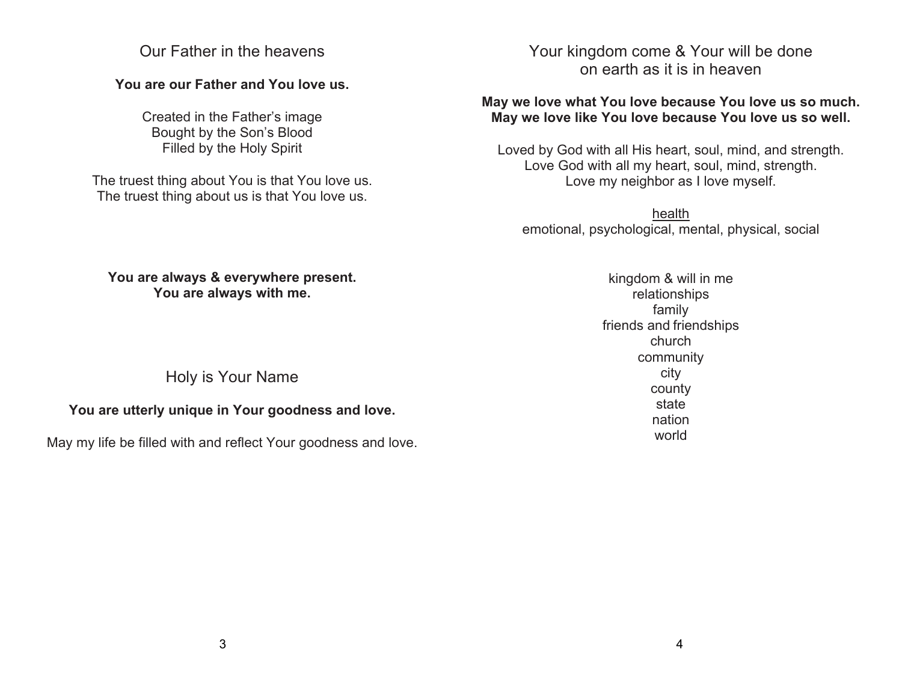## Our Father in the heavens

**You are our Father and You love us.**

Created in the Father's image
Bought by the Son's Blood
Filled by the Holy Spirit

The truest thing about You is that You love us.
The truest thing about us is that You love us.

**You are always & everywhere present.**
**You are always with me.**

## Holy is Your Name

**You are utterly unique in Your goodness and love.**

May my life be filled with and reflect Your goodness and love.

## Your kingdom come & Your will be done on earth as it is in heaven

**May we love what You love because You love us so much.**
**May we love like You love because You love us so well.**

Loved by God with all His heart, soul, mind, and strength.
Love God with all my heart, soul, mind, strength.
Love my neighbor as I love myself.

<u>health</u>
emotional, psychological, mental, physical, social

kingdom & will in me
relationships
family
friends and friendships
church
community
city
county
state
nation
world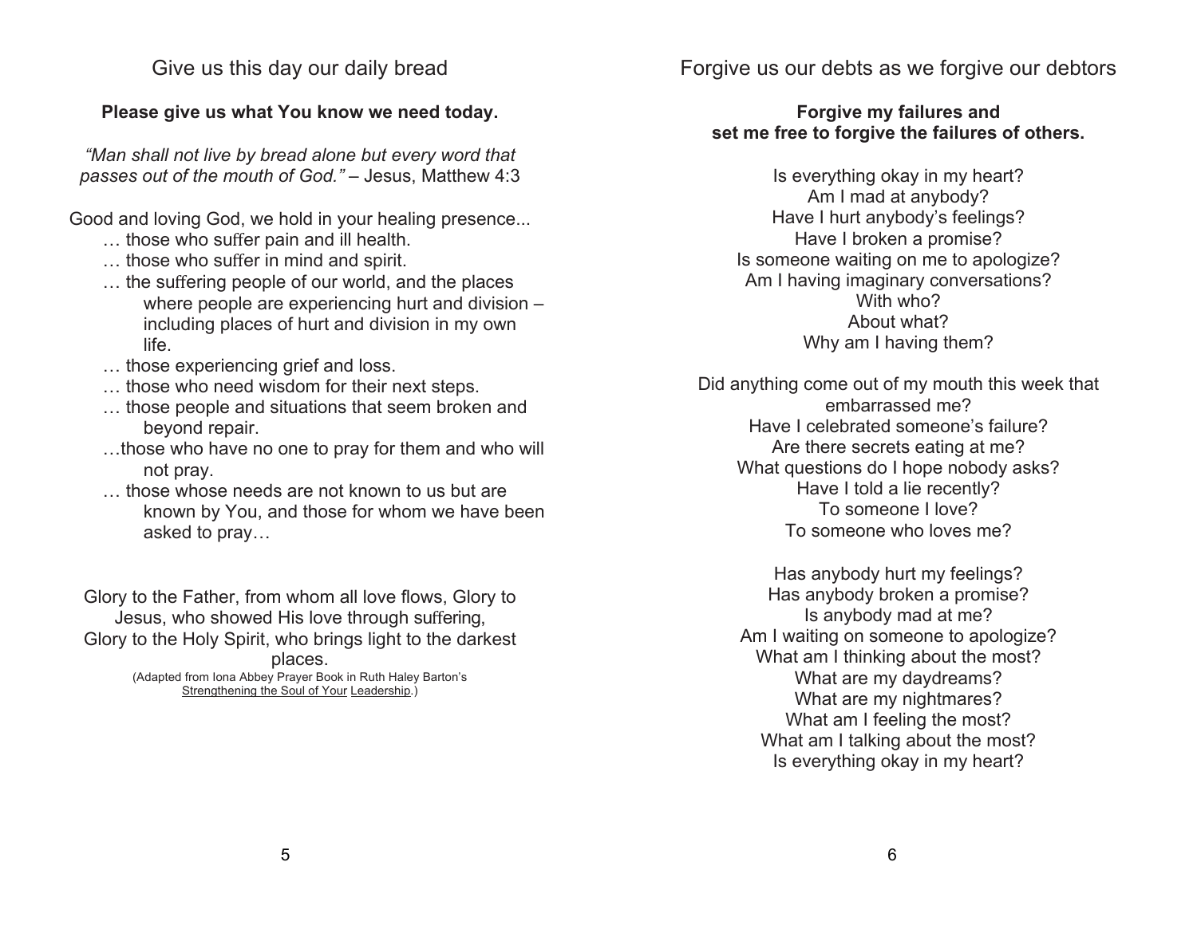## Give us this day our daily bread

**Please give us what You know we need today.**

*"Man shall not live by bread alone but every word that passes out of the mouth of God."* – Jesus, Matthew 4:3

Good and loving God, we hold in your healing presence...

- … those who suffer pain and ill health.
- … those who suffer in mind and spirit.
- … the suffering people of our world, and the places where people are experiencing hurt and division – including places of hurt and division in my own life.
- … those experiencing grief and loss.
- … those who need wisdom for their next steps.
- … those people and situations that seem broken and beyond repair.
- …those who have no one to pray for them and who will not pray.
- … those whose needs are not known to us but are known by You, and those for whom we have been asked to pray…

Glory to the Father, from whom all love flows, Glory to Jesus, who showed His love through suffering,
Glory to the Holy Spirit, who brings light to the darkest places.

(Adapted from Iona Abbey Prayer Book in Ruth Haley Barton's Strengthening the Soul of Your Leadership.)

## Forgive us our debts as we forgive our debtors

**Forgive my failures and set me free to forgive the failures of others.**

Is everything okay in my heart?
Am I mad at anybody?
Have I hurt anybody's feelings?
Have I broken a promise?
Is someone waiting on me to apologize?
Am I having imaginary conversations?
With who?
About what?
Why am I having them?

Did anything come out of my mouth this week that embarrassed me?
Have I celebrated someone's failure?
Are there secrets eating at me?
What questions do I hope nobody asks?
Have I told a lie recently?
To someone I love?
To someone who loves me?

Has anybody hurt my feelings?
Has anybody broken a promise?
Is anybody mad at me?
Am I waiting on someone to apologize?
What am I thinking about the most?
What are my daydreams?
What are my nightmares?
What am I feeling the most?
What am I talking about the most?
Is everything okay in my heart?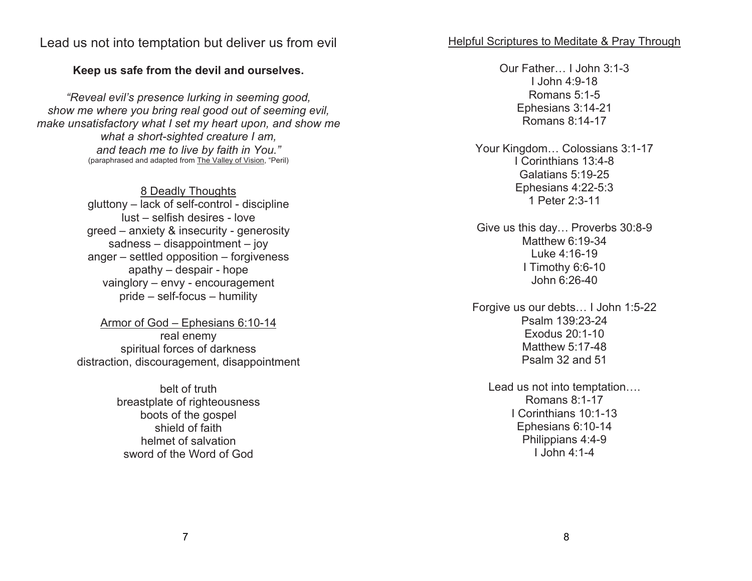## Lead us not into temptation but deliver us from evil

**Keep us safe from the devil and ourselves.**

*"Reveal evil's presence lurking in seeming good,*
*show me where you bring real good out of seeming evil,*
*make unsatisfactory what I set my heart upon, and show me*
*what a short-sighted creature I am,*
*and teach me to live by faith in You."*
(paraphrased and adapted from The Valley of Vision, "Peril)

8 Deadly Thoughts

gluttony – lack of self-control - discipline
lust – selfish desires - love
greed – anxiety & insecurity - generosity
sadness – disappointment – joy
anger – settled opposition – forgiveness
apathy – despair - hope
vainglory – envy - encouragement
pride – self-focus – humility

Armor of God – Ephesians 6:10-14

real enemy
spiritual forces of darkness
distraction, discouragement, disappointment

belt of truth
breastplate of righteousness
boots of the gospel
shield of faith
helmet of salvation
sword of the Word of God

## Helpful Scriptures to Meditate & Pray Through

Our Father… I John 3:1-3
I John 4:9-18
Romans 5:1-5
Ephesians 3:14-21
Romans 8:14-17

Your Kingdom… Colossians 3:1-17
I Corinthians 13:4-8
Galatians 5:19-25
Ephesians 4:22-5:3
1 Peter 2:3-11

Give us this day… Proverbs 30:8-9
Matthew 6:19-34
Luke 4:16-19
I Timothy 6:6-10
John 6:26-40

Forgive us our debts… I John 1:5-22
Psalm 139:23-24
Exodus 20:1-10
Matthew 5:17-48
Psalm 32 and 51

Lead us not into temptation….
Romans 8:1-17
I Corinthians 10:1-13
Ephesians 6:10-14
Philippians 4:4-9
I John 4:1-4